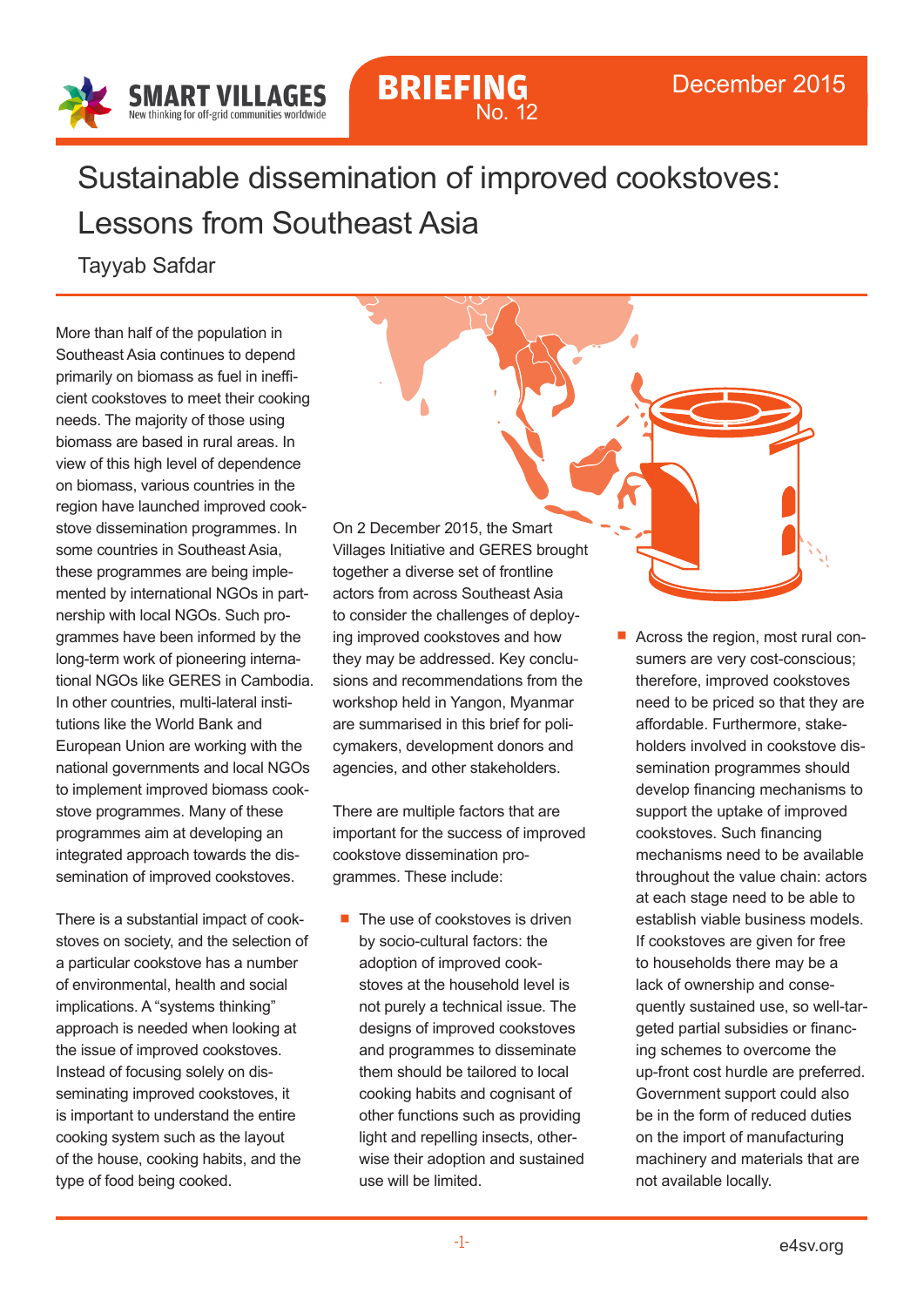SMART VILLAGES
New thinking for off-grid communities worldwide

BRIEFING No. 12

December 2015

# Sustainable dissemination of improved cookstoves: Lessons from Southeast Asia

Tayyab Safdar

More than half of the population in Southeast Asia continues to depend primarily on biomass as fuel in inefficient cookstoves to meet their cooking needs. The majority of those using biomass are based in rural areas. In view of this high level of dependence on biomass, various countries in the region have launched improved cookstove dissemination programmes. In some countries in Southeast Asia, these programmes are being implemented by international NGOs in partnership with local NGOs. Such programmes have been informed by the long-term work of pioneering international NGOs like GERES in Cambodia. In other countries, multi-lateral institutions like the World Bank and European Union are working with the national governments and local NGOs to implement improved biomass cookstove programmes. Many of these programmes aim at developing an integrated approach towards the dissemination of improved cookstoves.

There is a substantial impact of cookstoves on society, and the selection of a particular cookstove has a number of environmental, health and social implications. A "systems thinking" approach is needed when looking at the issue of improved cookstoves. Instead of focusing solely on disseminating improved cookstoves, it is important to understand the entire cooking system such as the layout of the house, cooking habits, and the type of food being cooked.

On 2 December 2015, the Smart Villages Initiative and GERES brought together a diverse set of frontline actors from across Southeast Asia to consider the challenges of deploying improved cookstoves and how they may be addressed. Key conclusions and recommendations from the workshop held in Yangon, Myanmar are summarised in this brief for policymakers, development donors and agencies, and other stakeholders.

There are multiple factors that are important for the success of improved cookstove dissemination programmes. These include:

- The use of cookstoves is driven by socio-cultural factors: the adoption of improved cookstoves at the household level is not purely a technical issue. The designs of improved cookstoves and programmes to disseminate them should be tailored to local cooking habits and cognisant of other functions such as providing light and repelling insects, otherwise their adoption and sustained use will be limited.
- Across the region, most rural consumers are very cost-conscious; therefore, improved cookstoves need to be priced so that they are affordable. Furthermore, stakeholders involved in cookstove dissemination programmes should develop financing mechanisms to support the uptake of improved cookstoves. Such financing mechanisms need to be available throughout the value chain: actors at each stage need to be able to establish viable business models. If cookstoves are given for free to households there may be a lack of ownership and consequently sustained use, so well-targeted partial subsidies or financing schemes to overcome the up-front cost hurdle are preferred. Government support could also be in the form of reduced duties on the import of manufacturing machinery and materials that are not available locally.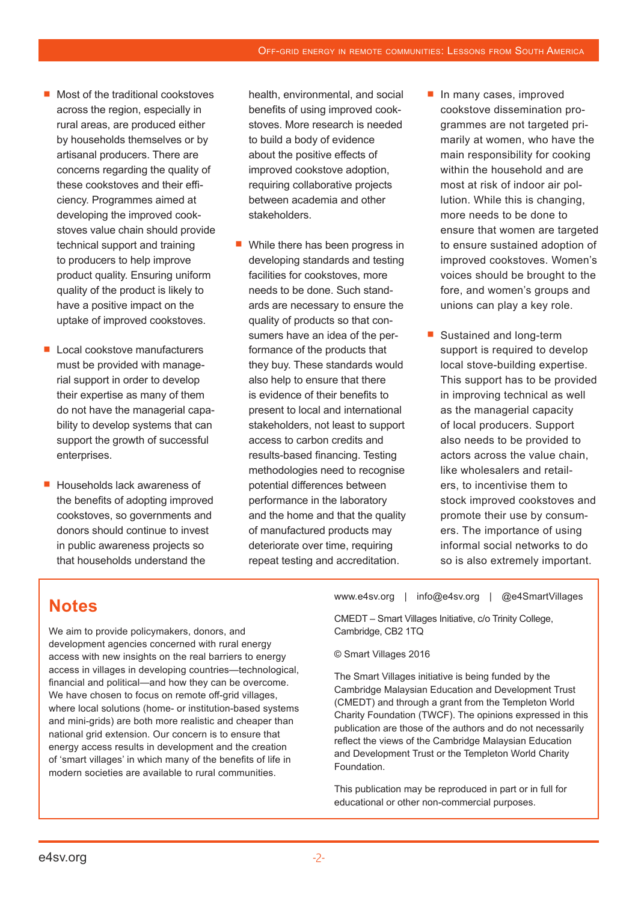- Most of the traditional cookstoves across the region, especially in rural areas, are produced either by households themselves or by artisanal producers. There are concerns regarding the quality of these cookstoves and their efficiency. Programmes aimed at developing the improved cookstoves value chain should provide technical support and training to producers to help improve product quality. Ensuring uniform quality of the product is likely to have a positive impact on the uptake of improved cookstoves.
- Local cookstove manufacturers must be provided with managerial support in order to develop their expertise as many of them do not have the managerial capability to develop systems that can support the growth of successful enterprises.
- Households lack awareness of the benefits of adopting improved cookstoves, so governments and donors should continue to invest in public awareness projects so that households understand the health, environmental, and social benefits of using improved cookstoves. More research is needed to build a body of evidence about the positive effects of improved cookstove adoption, requiring collaborative projects between academia and other stakeholders.
- While there has been progress in developing standards and testing facilities for cookstoves, more needs to be done. Such standards are necessary to ensure the quality of products so that consumers have an idea of the performance of the products that they buy. These standards would also help to ensure that there is evidence of their benefits to present to local and international stakeholders, not least to support access to carbon credits and results-based financing. Testing methodologies need to recognise potential differences between performance in the laboratory and the home and that the quality of manufactured products may deteriorate over time, requiring repeat testing and accreditation.
- In many cases, improved cookstove dissemination programmes are not targeted primarily at women, who have the main responsibility for cooking within the household and are most at risk of indoor air pollution. While this is changing, more needs to be done to ensure that women are targeted to ensure sustained adoption of improved cookstoves. Women's voices should be brought to the fore, and women's groups and unions can play a key role.
- Sustained and long-term support is required to develop local stove-building expertise. This support has to be provided in improving technical as well as the managerial capacity of local producers. Support also needs to be provided to actors across the value chain, like wholesalers and retailers, to incentivise them to stock improved cookstoves and promote their use by consumers. The importance of using informal social networks to do so is also extremely important.

## Notes

We aim to provide policymakers, donors, and development agencies concerned with rural energy access with new insights on the real barriers to energy access in villages in developing countries—technological, financial and political—and how they can be overcome. We have chosen to focus on remote off-grid villages, where local solutions (home- or institution-based systems and mini-grids) are both more realistic and cheaper than national grid extension. Our concern is to ensure that energy access results in development and the creation of 'smart villages' in which many of the benefits of life in modern societies are available to rural communities.

www.e4sv.org | info@e4sv.org | @e4SmartVillages

CMEDT – Smart Villages Initiative, c/o Trinity College, Cambridge, CB2 1TQ

© Smart Villages 2016

The Smart Villages initiative is being funded by the Cambridge Malaysian Education and Development Trust (CMEDT) and through a grant from the Templeton World Charity Foundation (TWCF). The opinions expressed in this publication are those of the authors and do not necessarily reflect the views of the Cambridge Malaysian Education and Development Trust or the Templeton World Charity Foundation.

This publication may be reproduced in part or in full for educational or other non-commercial purposes.